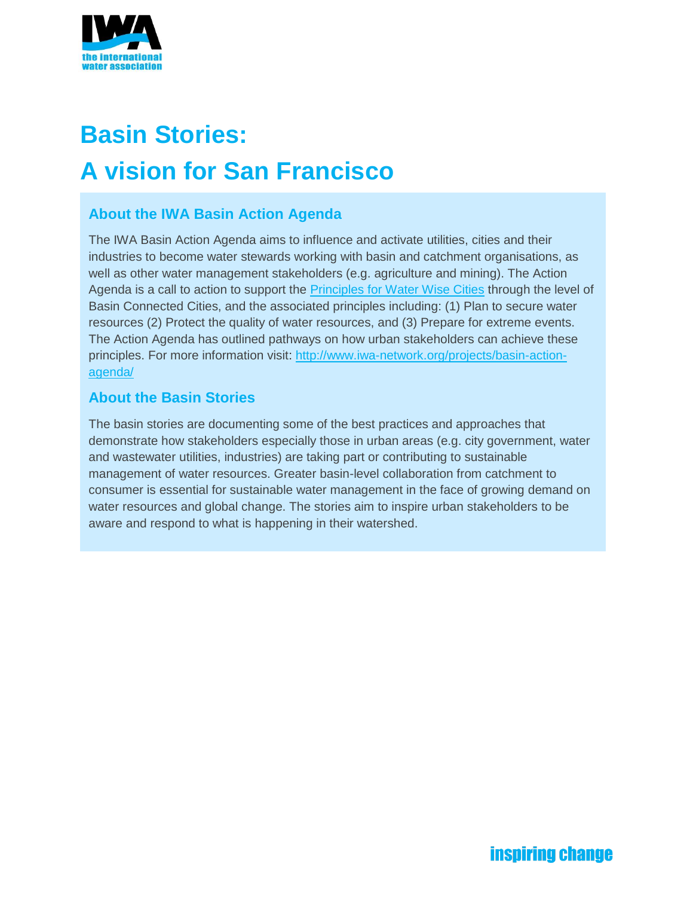# Basin Stories:
# A vision for San Francisco

## About the IWA Basin Action Agenda

The IWA Basin Action Agenda aims to influence and activate utilities, cities and their industries to become water stewards working with basin and catchment organisations, as well as other water management stakeholders (e.g. agriculture and mining). The Action Agenda is a call to action to support the [Principles for Water Wise Cities](Principles for Water Wise Cities) through the level of Basin Connected Cities, and the associated principles including: (1) Plan to secure water resources (2) Protect the quality of water resources, and (3) Prepare for extreme events. The Action Agenda has outlined pathways on how urban stakeholders can achieve these principles. For more information visit: [http://www.iwa-network.org/projects/basin-action-agenda/](http://www.iwa-network.org/projects/basin-action-agenda/)

## About the Basin Stories

The basin stories are documenting some of the best practices and approaches that demonstrate how stakeholders especially those in urban areas (e.g. city government, water and wastewater utilities, industries) are taking part or contributing to sustainable management of water resources. Greater basin-level collaboration from catchment to consumer is essential for sustainable water management in the face of growing demand on water resources and global change. The stories aim to inspire urban stakeholders to be aware and respond to what is happening in their watershed.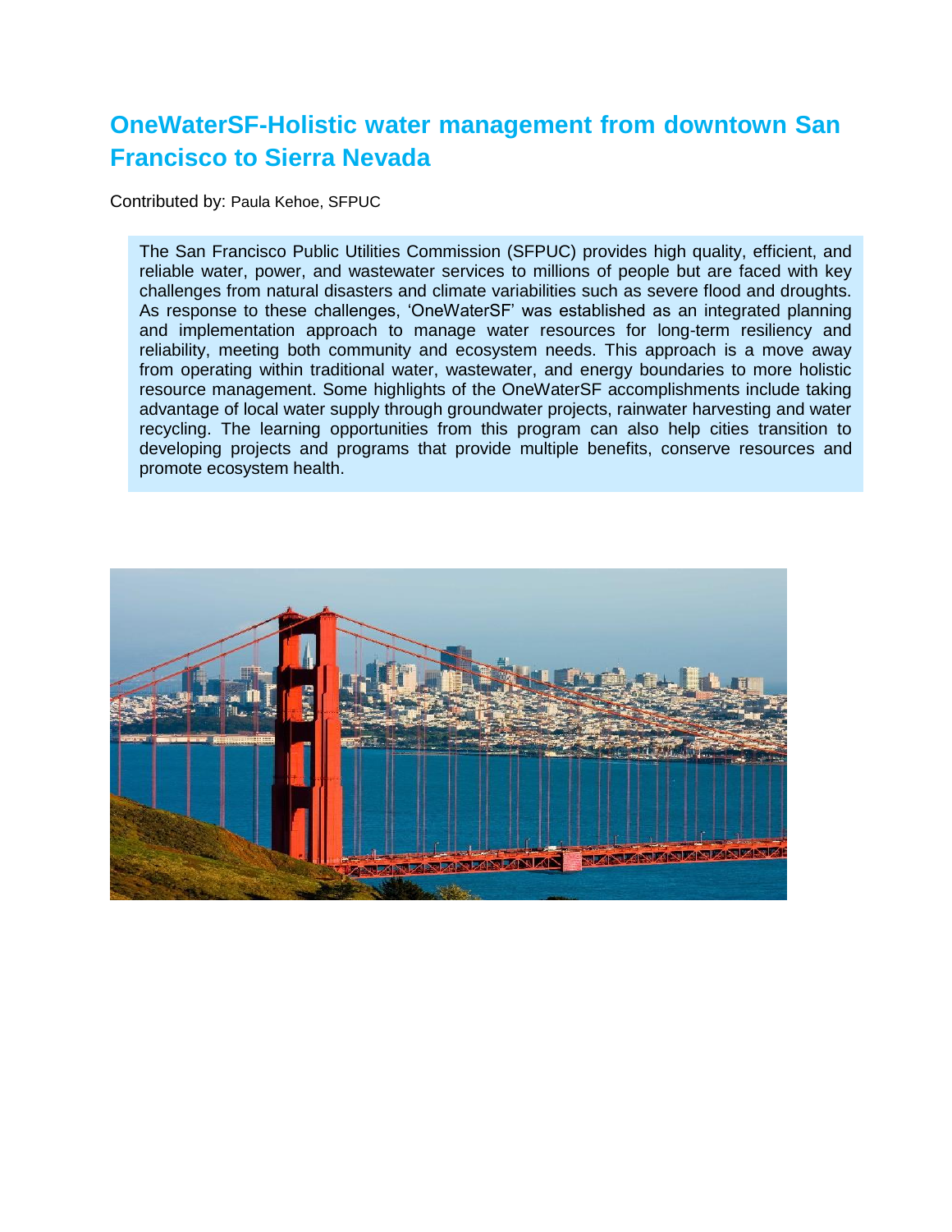# OneWaterSF-Holistic water management from downtown San Francisco to Sierra Nevada

Contributed by: Paula Kehoe, SFPUC

The San Francisco Public Utilities Commission (SFPUC) provides high quality, efficient, and reliable water, power, and wastewater services to millions of people but are faced with key challenges from natural disasters and climate variabilities such as severe flood and droughts. As response to these challenges, 'OneWaterSF' was established as an integrated planning and implementation approach to manage water resources for long-term resiliency and reliability, meeting both community and ecosystem needs. This approach is a move away from operating within traditional water, wastewater, and energy boundaries to more holistic resource management. Some highlights of the OneWaterSF accomplishments include taking advantage of local water supply through groundwater projects, rainwater harvesting and water recycling. The learning opportunities from this program can also help cities transition to developing projects and programs that provide multiple benefits, conserve resources and promote ecosystem health.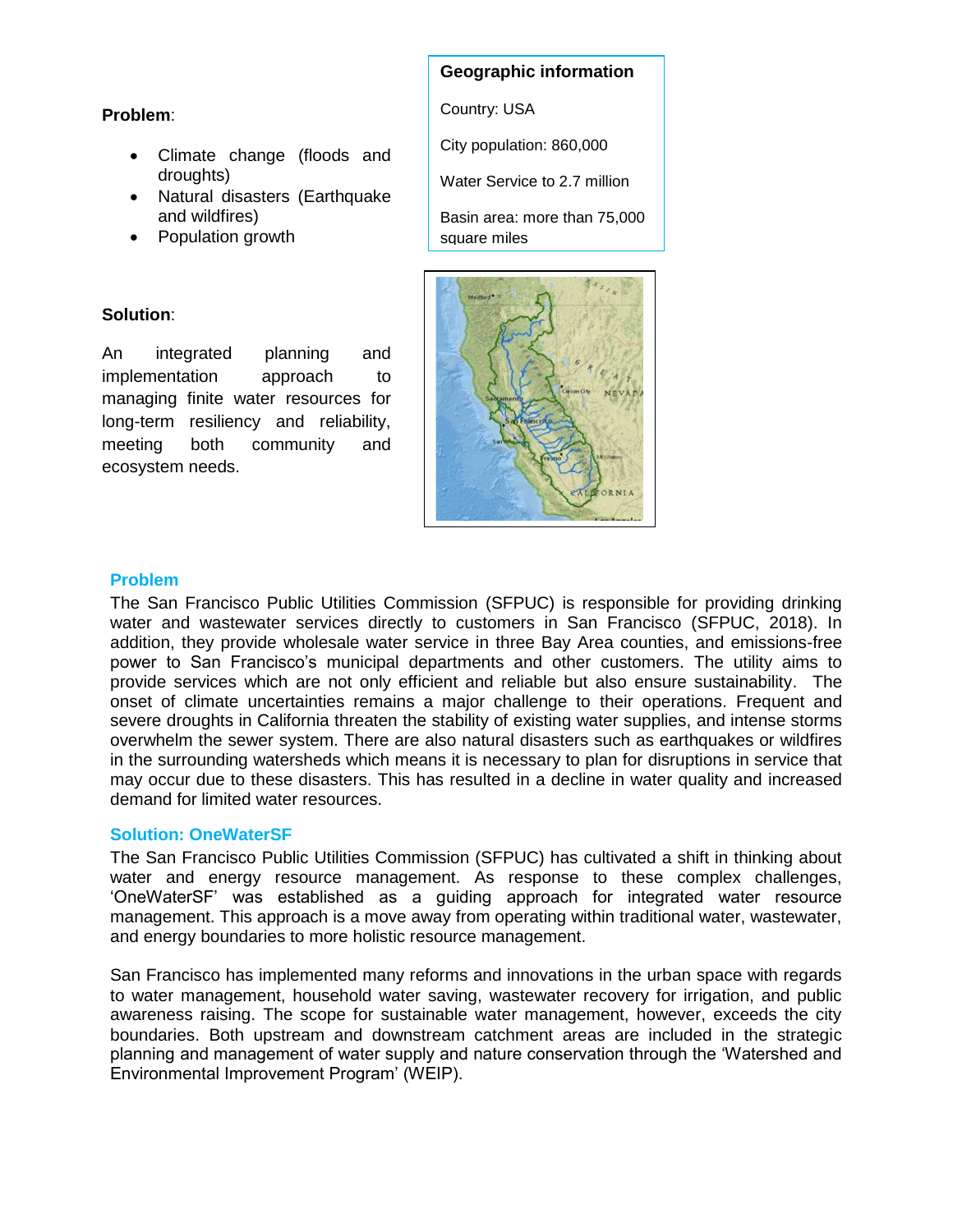**Problem**:

- Climate change (floods and droughts)
- Natural disasters (Earthquake and wildfires)
- Population growth

**Geographic information**

Country: USA

City population: 860,000

Water Service to 2.7 million

Basin area: more than 75,000 square miles

**Solution**:

An integrated planning and implementation approach to managing finite water resources for long-term resiliency and reliability, meeting both community and ecosystem needs.

## Problem

The San Francisco Public Utilities Commission (SFPUC) is responsible for providing drinking water and wastewater services directly to customers in San Francisco (SFPUC, 2018). In addition, they provide wholesale water service in three Bay Area counties, and emissions-free power to San Francisco's municipal departments and other customers. The utility aims to provide services which are not only efficient and reliable but also ensure sustainability. The onset of climate uncertainties remains a major challenge to their operations. Frequent and severe droughts in California threaten the stability of existing water supplies, and intense storms overwhelm the sewer system. There are also natural disasters such as earthquakes or wildfires in the surrounding watersheds which means it is necessary to plan for disruptions in service that may occur due to these disasters. This has resulted in a decline in water quality and increased demand for limited water resources.

## Solution: OneWaterSF

The San Francisco Public Utilities Commission (SFPUC) has cultivated a shift in thinking about water and energy resource management. As response to these complex challenges, 'OneWaterSF' was established as a guiding approach for integrated water resource management. This approach is a move away from operating within traditional water, wastewater, and energy boundaries to more holistic resource management.

San Francisco has implemented many reforms and innovations in the urban space with regards to water management, household water saving, wastewater recovery for irrigation, and public awareness raising. The scope for sustainable water management, however, exceeds the city boundaries. Both upstream and downstream catchment areas are included in the strategic planning and management of water supply and nature conservation through the 'Watershed and Environmental Improvement Program' (WEIP).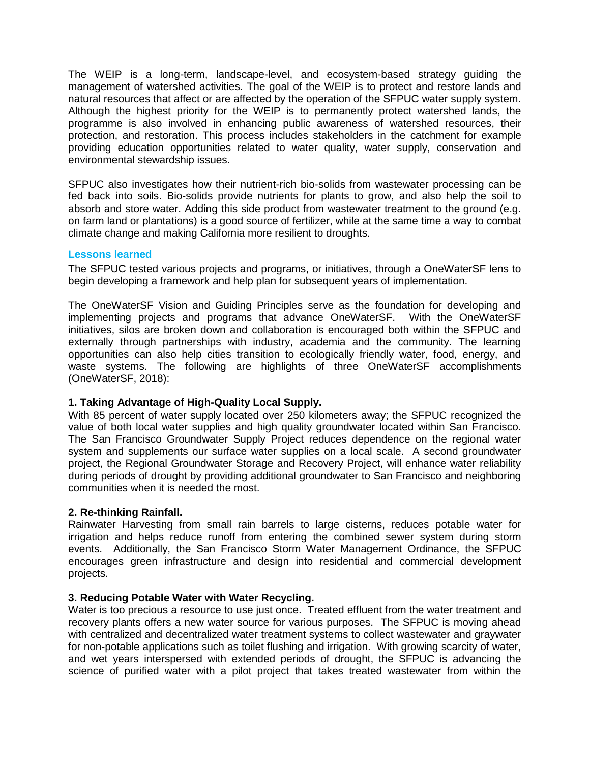The WEIP is a long-term, landscape-level, and ecosystem-based strategy guiding the management of watershed activities. The goal of the WEIP is to protect and restore lands and natural resources that affect or are affected by the operation of the SFPUC water supply system. Although the highest priority for the WEIP is to permanently protect watershed lands, the programme is also involved in enhancing public awareness of watershed resources, their protection, and restoration. This process includes stakeholders in the catchment for example providing education opportunities related to water quality, water supply, conservation and environmental stewardship issues.

SFPUC also investigates how their nutrient-rich bio-solids from wastewater processing can be fed back into soils. Bio-solids provide nutrients for plants to grow, and also help the soil to absorb and store water. Adding this side product from wastewater treatment to the ground (e.g. on farm land or plantations) is a good source of fertilizer, while at the same time a way to combat climate change and making California more resilient to droughts.

## Lessons learned

The SFPUC tested various projects and programs, or initiatives, through a OneWaterSF lens to begin developing a framework and help plan for subsequent years of implementation.

The OneWaterSF Vision and Guiding Principles serve as the foundation for developing and implementing projects and programs that advance OneWaterSF. With the OneWaterSF initiatives, silos are broken down and collaboration is encouraged both within the SFPUC and externally through partnerships with industry, academia and the community. The learning opportunities can also help cities transition to ecologically friendly water, food, energy, and waste systems. The following are highlights of three OneWaterSF accomplishments (OneWaterSF, 2018):

**1. Taking Advantage of High-Quality Local Supply.**
With 85 percent of water supply located over 250 kilometers away; the SFPUC recognized the value of both local water supplies and high quality groundwater located within San Francisco. The San Francisco Groundwater Supply Project reduces dependence on the regional water system and supplements our surface water supplies on a local scale. A second groundwater project, the Regional Groundwater Storage and Recovery Project, will enhance water reliability during periods of drought by providing additional groundwater to San Francisco and neighboring communities when it is needed the most.

**2. Re-thinking Rainfall.**
Rainwater Harvesting from small rain barrels to large cisterns, reduces potable water for irrigation and helps reduce runoff from entering the combined sewer system during storm events. Additionally, the San Francisco Storm Water Management Ordinance, the SFPUC encourages green infrastructure and design into residential and commercial development projects.

**3. Reducing Potable Water with Water Recycling.**
Water is too precious a resource to use just once. Treated effluent from the water treatment and recovery plants offers a new water source for various purposes. The SFPUC is moving ahead with centralized and decentralized water treatment systems to collect wastewater and graywater for non-potable applications such as toilet flushing and irrigation. With growing scarcity of water, and wet years interspersed with extended periods of drought, the SFPUC is advancing the science of purified water with a pilot project that takes treated wastewater from within the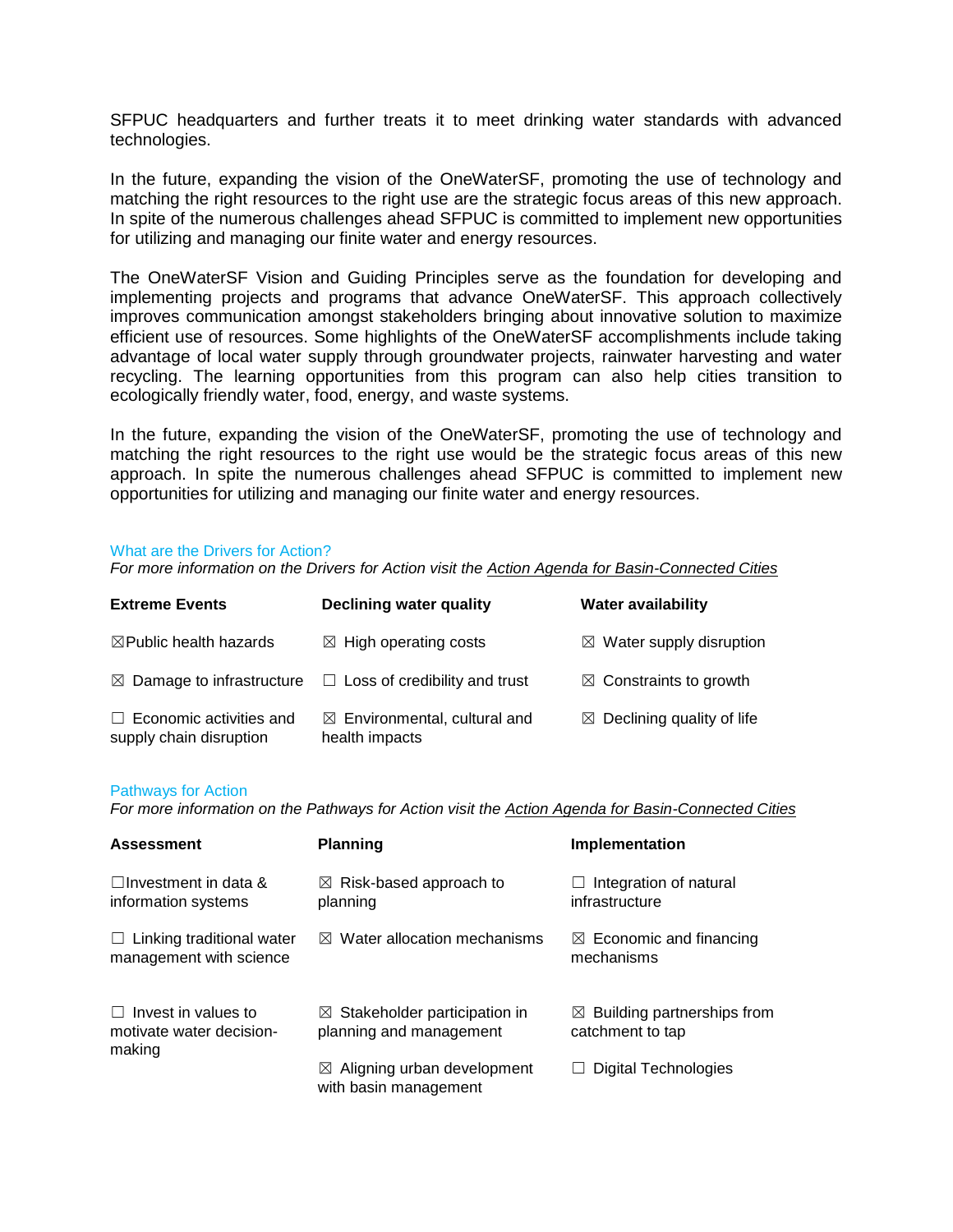SFPUC headquarters and further treats it to meet drinking water standards with advanced technologies.

In the future, expanding the vision of the OneWaterSF, promoting the use of technology and matching the right resources to the right use are the strategic focus areas of this new approach. In spite of the numerous challenges ahead SFPUC is committed to implement new opportunities for utilizing and managing our finite water and energy resources.

The OneWaterSF Vision and Guiding Principles serve as the foundation for developing and implementing projects and programs that advance OneWaterSF. This approach collectively improves communication amongst stakeholders bringing about innovative solution to maximize efficient use of resources. Some highlights of the OneWaterSF accomplishments include taking advantage of local water supply through groundwater projects, rainwater harvesting and water recycling. The learning opportunities from this program can also help cities transition to ecologically friendly water, food, energy, and waste systems.

In the future, expanding the vision of the OneWaterSF, promoting the use of technology and matching the right resources to the right use would be the strategic focus areas of this new approach. In spite the numerous challenges ahead SFPUC is committed to implement new opportunities for utilizing and managing our finite water and energy resources.

## What are the Drivers for Action?

*For more information on the Drivers for Action visit the Action Agenda for Basin-Connected Cities*

| Extreme Events | Declining water quality | Water availability |
|---|---|---|
| ☒Public health hazards | ☒ High operating costs | ☒ Water supply disruption |
| ☒ Damage to infrastructure | ☐ Loss of credibility and trust | ☒ Constraints to growth |
| ☐ Economic activities and supply chain disruption | ☒ Environmental, cultural and health impacts | ☒ Declining quality of life |

## Pathways for Action

*For more information on the Pathways for Action visit the Action Agenda for Basin-Connected Cities*

| Assessment | Planning | Implementation |
|---|---|---|
| ☐Investment in data & information systems | ☒ Risk-based approach to planning | ☐ Integration of natural infrastructure |
| ☐ Linking traditional water management with science | ☒ Water allocation mechanisms | ☒ Economic and financing mechanisms |
| ☐ Invest in values to motivate water decision-making | ☒ Stakeholder participation in planning and management | ☒ Building partnerships from catchment to tap |
| | ☒ Aligning urban development with basin management | ☐ Digital Technologies |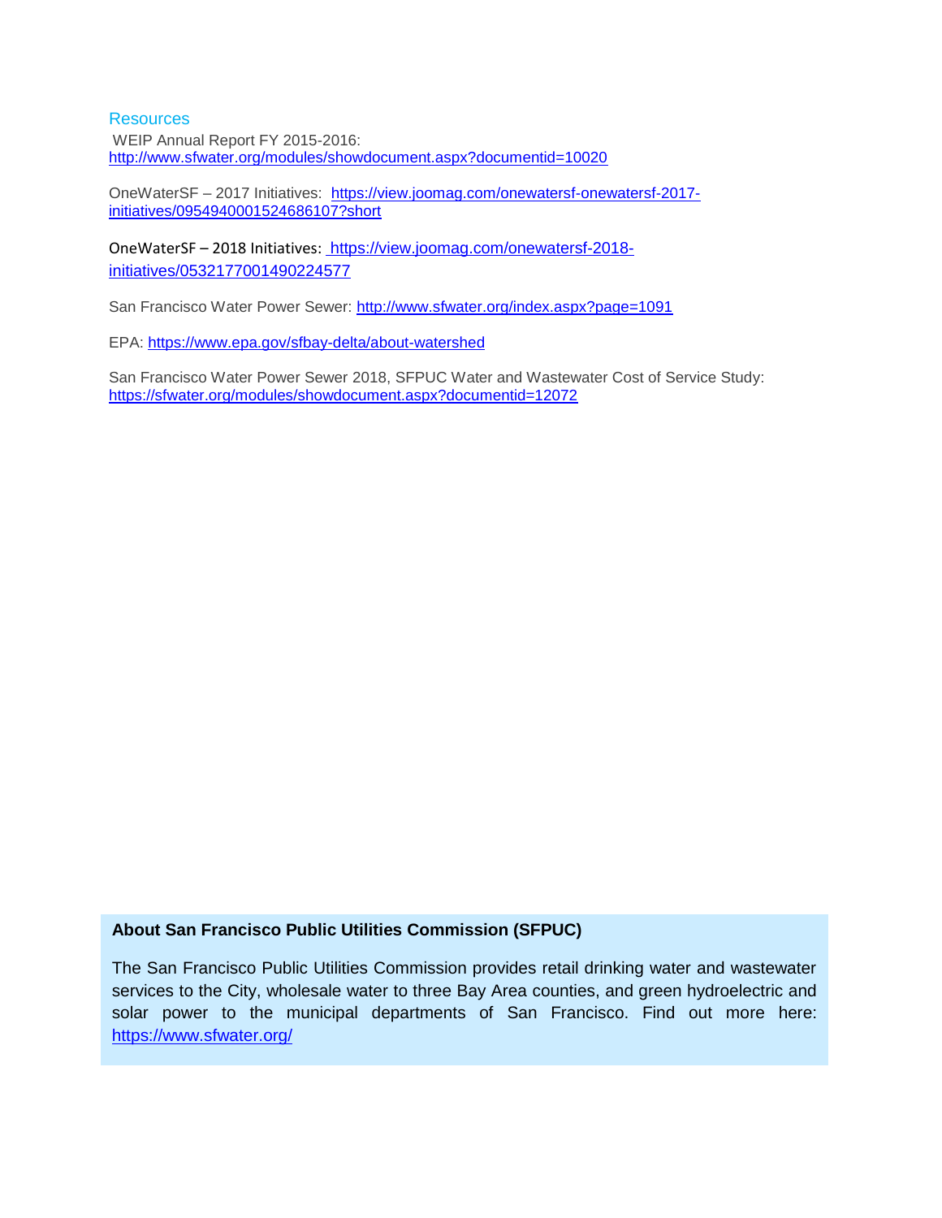## Resources

WEIP Annual Report FY 2015-2016: http://www.sfwater.org/modules/showdocument.aspx?documentid=10020

OneWaterSF – 2017 Initiatives: https://view.joomag.com/onewatersf-onewatersf-2017-initiatives/0954940001524686107?short

OneWaterSF – 2018 Initiatives: https://view.joomag.com/onewatersf-2018-initiatives/0532177001490224577

San Francisco Water Power Sewer: http://www.sfwater.org/index.aspx?page=1091

EPA: https://www.epa.gov/sfbay-delta/about-watershed

San Francisco Water Power Sewer 2018, SFPUC Water and Wastewater Cost of Service Study: https://sfwater.org/modules/showdocument.aspx?documentid=12072

**About San Francisco Public Utilities Commission (SFPUC)**

The San Francisco Public Utilities Commission provides retail drinking water and wastewater services to the City, wholesale water to three Bay Area counties, and green hydroelectric and solar power to the municipal departments of San Francisco. Find out more here: https://www.sfwater.org/